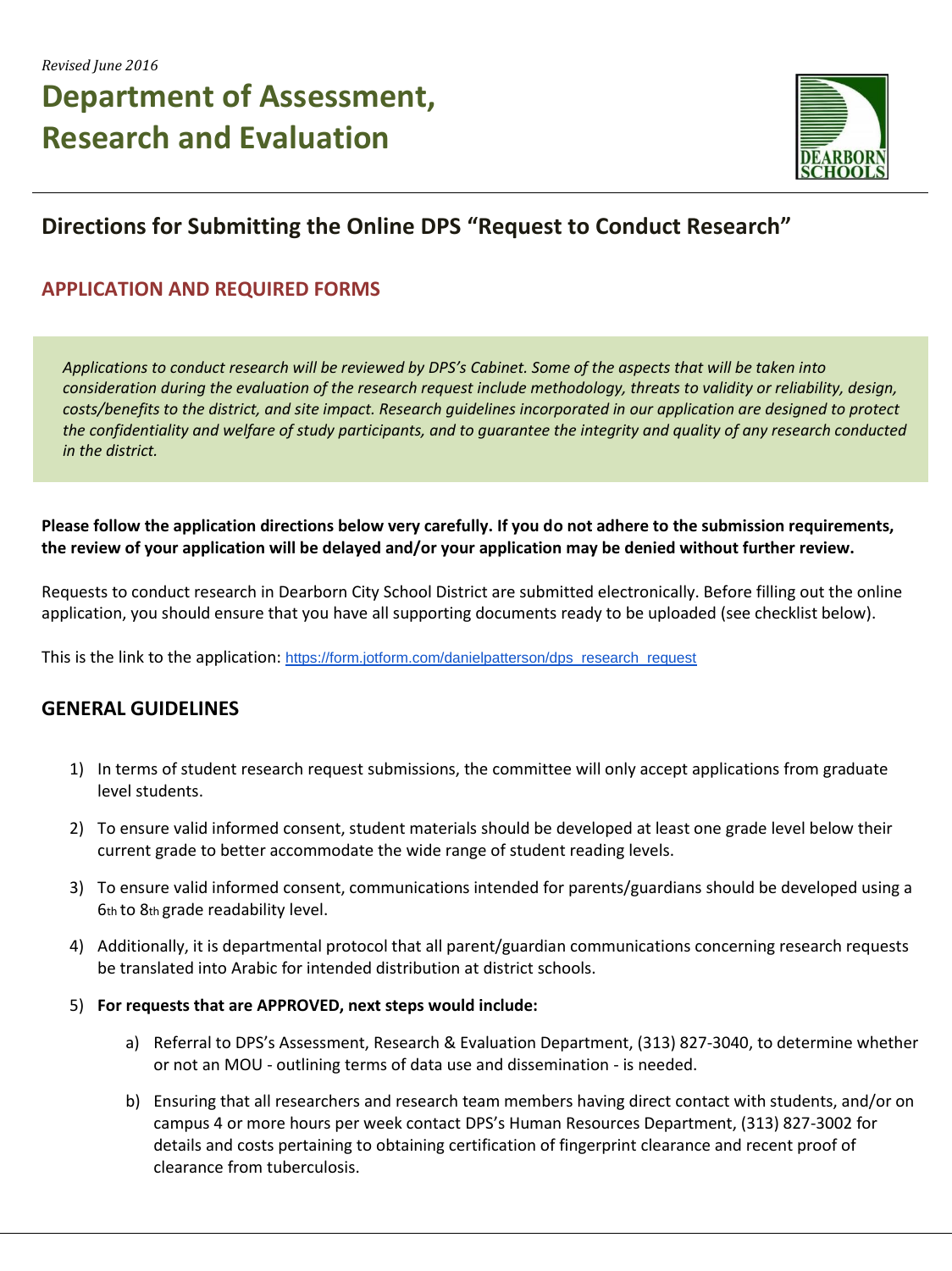*Revised June 2016*

# Department of Assessment, Research and Evaluation

## Directions for Submitting the Online DPS "Request to Conduct Research"

### APPLICATION AND REQUIRED FORMS

*Applications to conduct research will be reviewed by DPS's Cabinet. Some of the aspects that will be taken into consideration during the evaluation of the research request include methodology, threats to validity or reliability, design, costs/benefits to the district, and site impact. Research guidelines incorporated in our application are designed to protect the confidentiality and welfare of study participants, and to guarantee the integrity and quality of any research conducted in the district.*

**Please follow the application directions below very carefully. If you do not adhere to the submission requirements, the review of your application will be delayed and/or your application may be denied without further review.**

Requests to conduct research in Dearborn City School District are submitted electronically. Before filling out the online application, you should ensure that you have all supporting documents ready to be uploaded (see checklist below).

This is the link to the application: https://form.jotform.com/danielpatterson/dps_research_request

### GENERAL GUIDELINES

1) In terms of student research request submissions, the committee will only accept applications from graduate level students.
2) To ensure valid informed consent, student materials should be developed at least one grade level below their current grade to better accommodate the wide range of student reading levels.
3) To ensure valid informed consent, communications intended for parents/guardians should be developed using a 6th to 8th grade readability level.
4) Additionally, it is departmental protocol that all parent/guardian communications concerning research requests be translated into Arabic for intended distribution at district schools.
5) **For requests that are APPROVED, next steps would include:**
   a) Referral to DPS's Assessment, Research & Evaluation Department, (313) 827-3040, to determine whether or not an MOU - outlining terms of data use and dissemination - is needed.
   b) Ensuring that all researchers and research team members having direct contact with students, and/or on campus 4 or more hours per week contact DPS's Human Resources Department, (313) 827-3002 for details and costs pertaining to obtaining certification of fingerprint clearance and recent proof of clearance from tuberculosis.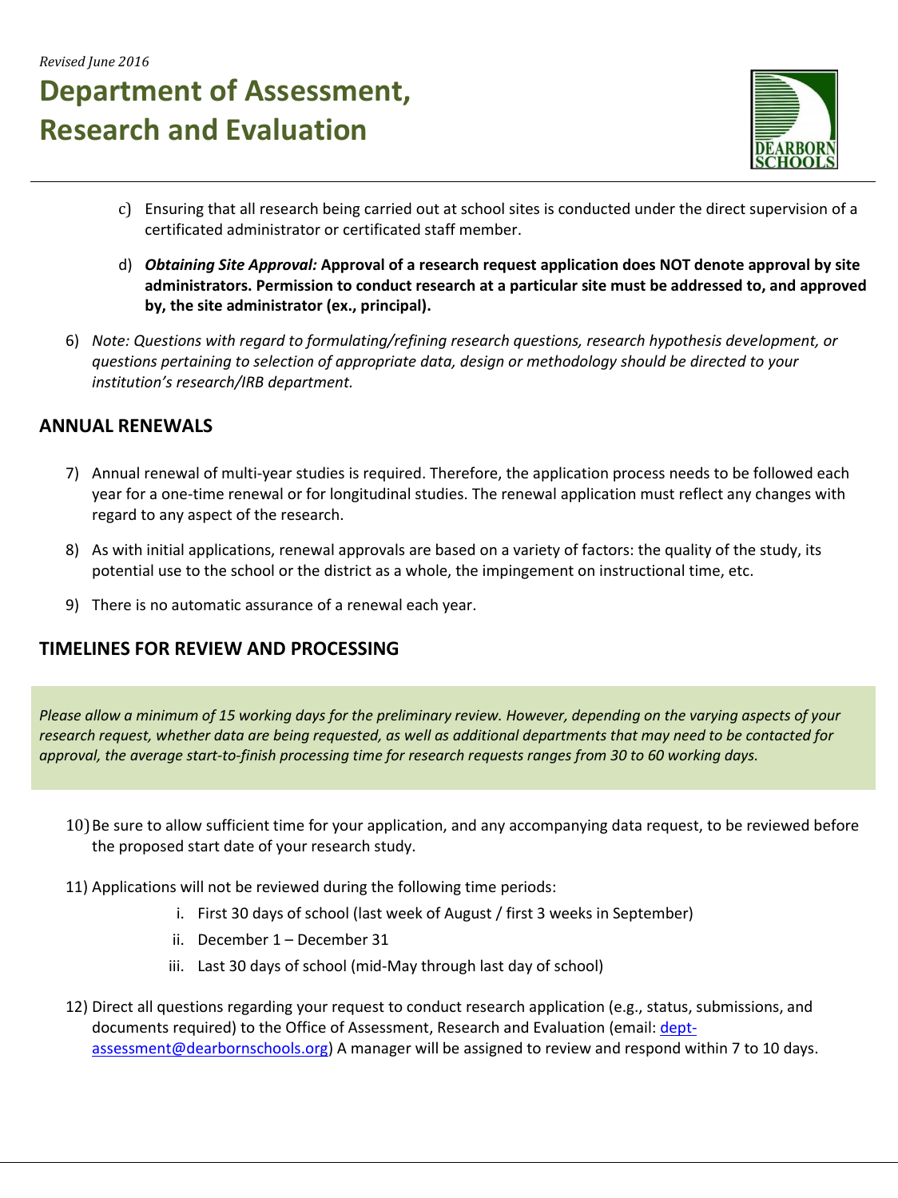c) Ensuring that all research being carried out at school sites is conducted under the direct supervision of a certificated administrator or certificated staff member.

d) ***Obtaining Site Approval:*** **Approval of a research request application does NOT denote approval by site administrators. Permission to conduct research at a particular site must be addressed to, and approved by, the site administrator (ex., principal).**

6) *Note: Questions with regard to formulating/refining research questions, research hypothesis development, or questions pertaining to selection of appropriate data, design or methodology should be directed to your institution's research/IRB department.*

## ANNUAL RENEWALS

7) Annual renewal of multi-year studies is required. Therefore, the application process needs to be followed each year for a one-time renewal or for longitudinal studies. The renewal application must reflect any changes with regard to any aspect of the research.

8) As with initial applications, renewal approvals are based on a variety of factors: the quality of the study, its potential use to the school or the district as a whole, the impingement on instructional time, etc.

9) There is no automatic assurance of a renewal each year.

## TIMELINES FOR REVIEW AND PROCESSING

*Please allow a minimum of 15 working days for the preliminary review. However, depending on the varying aspects of your research request, whether data are being requested, as well as additional departments that may need to be contacted for approval, the average start-to-finish processing time for research requests ranges from 30 to 60 working days.*

10) Be sure to allow sufficient time for your application, and any accompanying data request, to be reviewed before the proposed start date of your research study.

11) Applications will not be reviewed during the following time periods:
    i. First 30 days of school (last week of August / first 3 weeks in September)
    ii. December 1 – December 31
    iii. Last 30 days of school (mid-May through last day of school)

12) Direct all questions regarding your request to conduct research application (e.g., status, submissions, and documents required) to the Office of Assessment, Research and Evaluation (email: dept-assessment@dearbornschools.org) A manager will be assigned to review and respond within 7 to 10 days.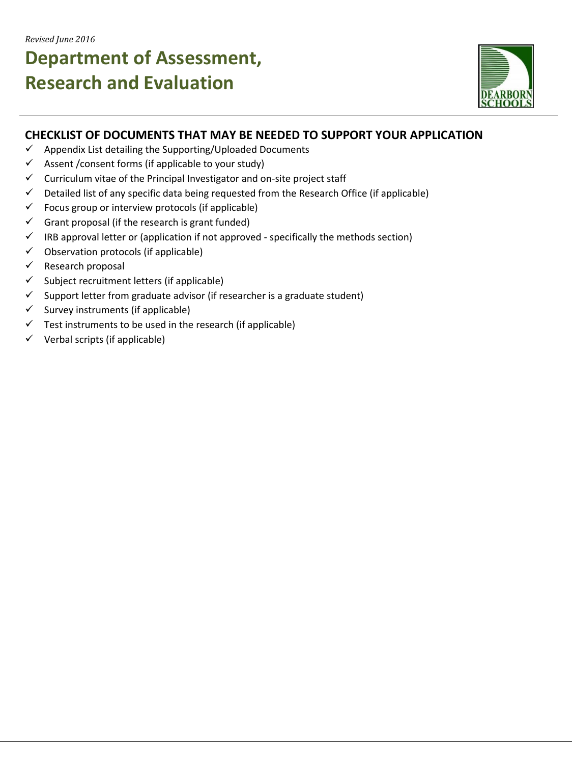*Revised June 2016*

# Department of Assessment, Research and Evaluation

## CHECKLIST OF DOCUMENTS THAT MAY BE NEEDED TO SUPPORT YOUR APPLICATION

- ✓ Appendix List detailing the Supporting/Uploaded Documents
- ✓ Assent /consent forms (if applicable to your study)
- ✓ Curriculum vitae of the Principal Investigator and on-site project staff
- ✓ Detailed list of any specific data being requested from the Research Office (if applicable)
- ✓ Focus group or interview protocols (if applicable)
- ✓ Grant proposal (if the research is grant funded)
- ✓ IRB approval letter or (application if not approved - specifically the methods section)
- ✓ Observation protocols (if applicable)
- ✓ Research proposal
- ✓ Subject recruitment letters (if applicable)
- ✓ Support letter from graduate advisor (if researcher is a graduate student)
- ✓ Survey instruments (if applicable)
- ✓ Test instruments to be used in the research (if applicable)
- ✓ Verbal scripts (if applicable)